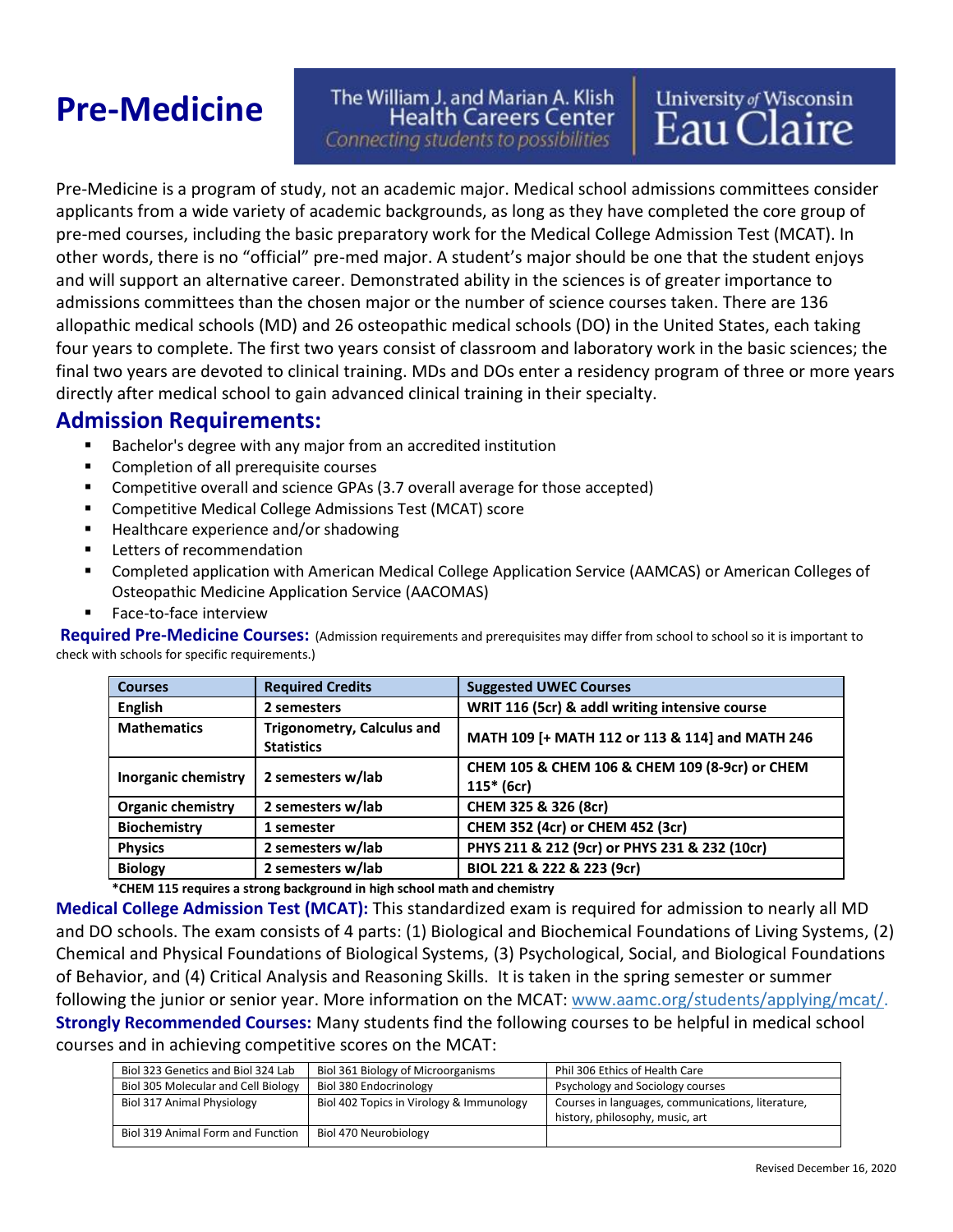# Pre-Medicine

The William J. and Marian A. Klish Health Careers Center
*Connecting students to possibilities*

University of Wisconsin Eau Claire

Pre-Medicine is a program of study, not an academic major. Medical school admissions committees consider applicants from a wide variety of academic backgrounds, as long as they have completed the core group of pre-med courses, including the basic preparatory work for the Medical College Admission Test (MCAT). In other words, there is no "official" pre-med major. A student's major should be one that the student enjoys and will support an alternative career. Demonstrated ability in the sciences is of greater importance to admissions committees than the chosen major or the number of science courses taken. There are 136 allopathic medical schools (MD) and 26 osteopathic medical schools (DO) in the United States, each taking four years to complete. The first two years consist of classroom and laboratory work in the basic sciences; the final two years are devoted to clinical training. MDs and DOs enter a residency program of three or more years directly after medical school to gain advanced clinical training in their specialty.

## Admission Requirements:

- Bachelor's degree with any major from an accredited institution
- Completion of all prerequisite courses
- Competitive overall and science GPAs (3.7 overall average for those accepted)
- Competitive Medical College Admissions Test (MCAT) score
- Healthcare experience and/or shadowing
- Letters of recommendation
- Completed application with American Medical College Application Service (AAMCAS) or American Colleges of Osteopathic Medicine Application Service (AACOMAS)
- Face-to-face interview

**Required Pre-Medicine Courses:** (Admission requirements and prerequisites may differ from school to school so it is important to check with schools for specific requirements.)

| Courses | Required Credits | Suggested UWEC Courses |
|---|---|---|
| English | 2 semesters | WRIT 116 (5cr) & addl writing intensive course |
| Mathematics | Trigonometry, Calculus and Statistics | MATH 109 [+ MATH 112 or 113 & 114] and MATH 246 |
| Inorganic chemistry | 2 semesters w/lab | CHEM 105 & CHEM 106 & CHEM 109 (8-9cr) or CHEM 115* (6cr) |
| Organic chemistry | 2 semesters w/lab | CHEM 325 & 326 (8cr) |
| Biochemistry | 1 semester | CHEM 352 (4cr) or CHEM 452 (3cr) |
| Physics | 2 semesters w/lab | PHYS 211 & 212 (9cr) or PHYS 231 & 232 (10cr) |
| Biology | 2 semesters w/lab | BIOL 221 & 222 & 223 (9cr) |

**\*CHEM 115 requires a strong background in high school math and chemistry**

**Medical College Admission Test (MCAT):** This standardized exam is required for admission to nearly all MD and DO schools. The exam consists of 4 parts: (1) Biological and Biochemical Foundations of Living Systems, (2) Chemical and Physical Foundations of Biological Systems, (3) Psychological, Social, and Biological Foundations of Behavior, and (4) Critical Analysis and Reasoning Skills. It is taken in the spring semester or summer following the junior or senior year. More information on the MCAT: www.aamc.org/students/applying/mcat/.

**Strongly Recommended Courses:** Many students find the following courses to be helpful in medical school courses and in achieving competitive scores on the MCAT:

| | | |
|---|---|---|
| Biol 323 Genetics and Biol 324 Lab | Biol 361 Biology of Microorganisms | Phil 306 Ethics of Health Care |
| Biol 305 Molecular and Cell Biology | Biol 380 Endocrinology | Psychology and Sociology courses |
| Biol 317 Animal Physiology | Biol 402 Topics in Virology & Immunology | Courses in languages, communications, literature, history, philosophy, music, art |
| Biol 319 Animal Form and Function | Biol 470 Neurobiology | |

Revised December 16, 2020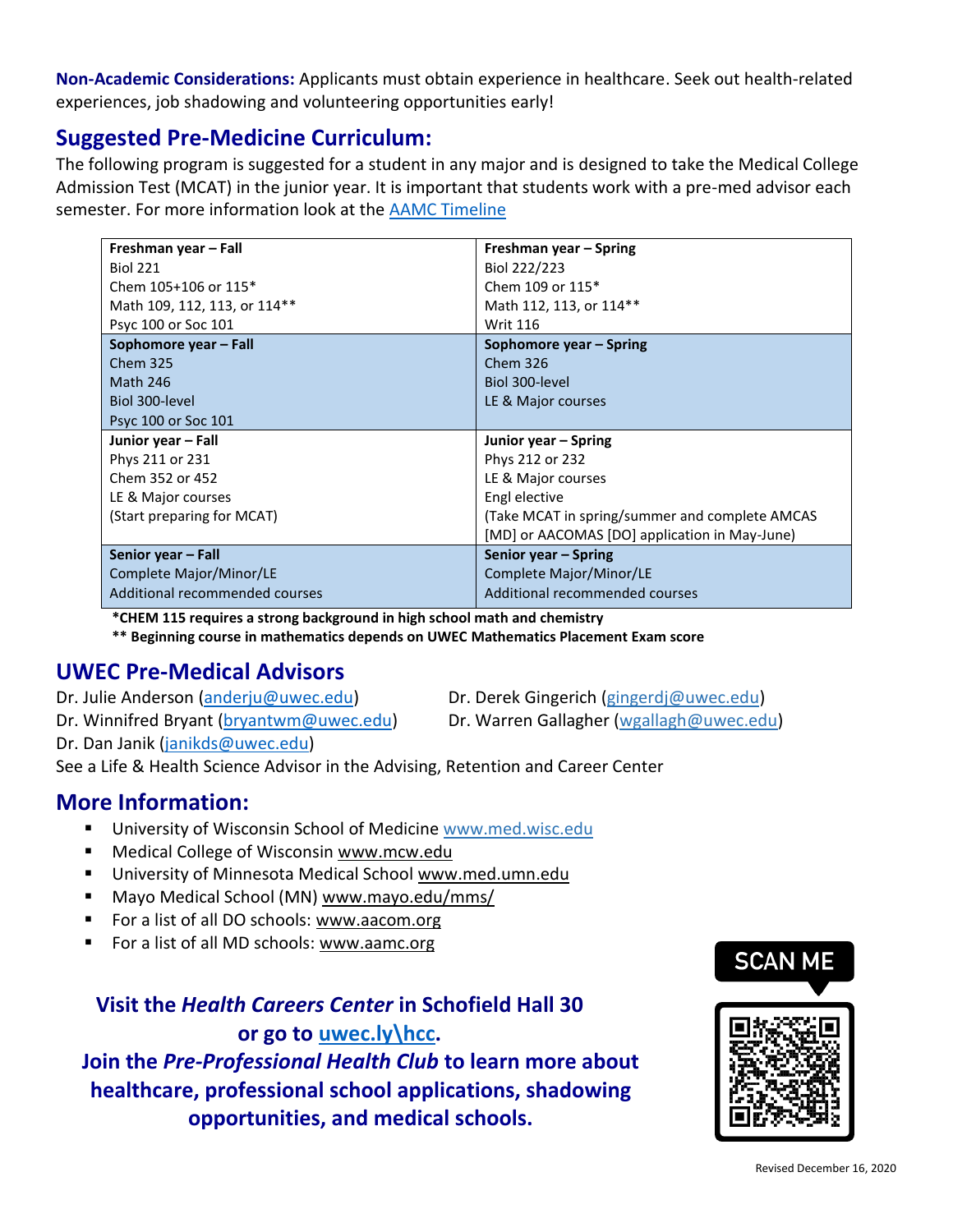**Non-Academic Considerations:** Applicants must obtain experience in healthcare. Seek out health-related experiences, job shadowing and volunteering opportunities early!

## Suggested Pre-Medicine Curriculum:

The following program is suggested for a student in any major and is designed to take the Medical College Admission Test (MCAT) in the junior year. It is important that students work with a pre-med advisor each semester. For more information look at the AAMC Timeline

| **Freshman year – Fall** | **Freshman year – Spring** |
|---|---|
| Biol 221<br>Chem 105+106 or 115*<br>Math 109, 112, 113, or 114**<br>Psyc 100 or Soc 101 | Biol 222/223<br>Chem 109 or 115*<br>Math 112, 113, or 114**<br>Writ 116 |
| **Sophomore year – Fall** | **Sophomore year – Spring** |
| Chem 325<br>Math 246<br>Biol 300-level<br>Psyc 100 or Soc 101 | Chem 326<br>Biol 300-level<br>LE & Major courses |
| **Junior year – Fall** | **Junior year – Spring** |
| Phys 211 or 231<br>Chem 352 or 452<br>LE & Major courses<br>(Start preparing for MCAT) | Phys 212 or 232<br>LE & Major courses<br>Engl elective<br>(Take MCAT in spring/summer and complete AMCAS [MD] or AACOMAS [DO] application in May-June) |
| **Senior year – Fall** | **Senior year – Spring** |
| Complete Major/Minor/LE<br>Additional recommended courses | Complete Major/Minor/LE<br>Additional recommended courses |

**\*CHEM 115 requires a strong background in high school math and chemistry**
**\*\* Beginning course in mathematics depends on UWEC Mathematics Placement Exam score**

## UWEC Pre-Medical Advisors

Dr. Julie Anderson (anderju@uwec.edu)
Dr. Winnifred Bryant (bryantwm@uwec.edu)
Dr. Dan Janik (janikds@uwec.edu)
Dr. Derek Gingerich (gingerdj@uwec.edu)
Dr. Warren Gallagher (wgallagh@uwec.edu)

See a Life & Health Science Advisor in the Advising, Retention and Career Center

## More Information:

- University of Wisconsin School of Medicine www.med.wisc.edu
- Medical College of Wisconsin www.mcw.edu
- University of Minnesota Medical School www.med.umn.edu
- Mayo Medical School (MN) www.mayo.edu/mms/
- For a list of all DO schools: www.aacom.org
- For a list of all MD schools: www.aamc.org

**Visit the *Health Careers Center* in Schofield Hall 30 or go to uwec.ly\hcc.**
**Join the *Pre-Professional Health Club* to learn more about healthcare, professional school applications, shadowing opportunities, and medical schools.**

SCAN ME

Revised December 16, 2020